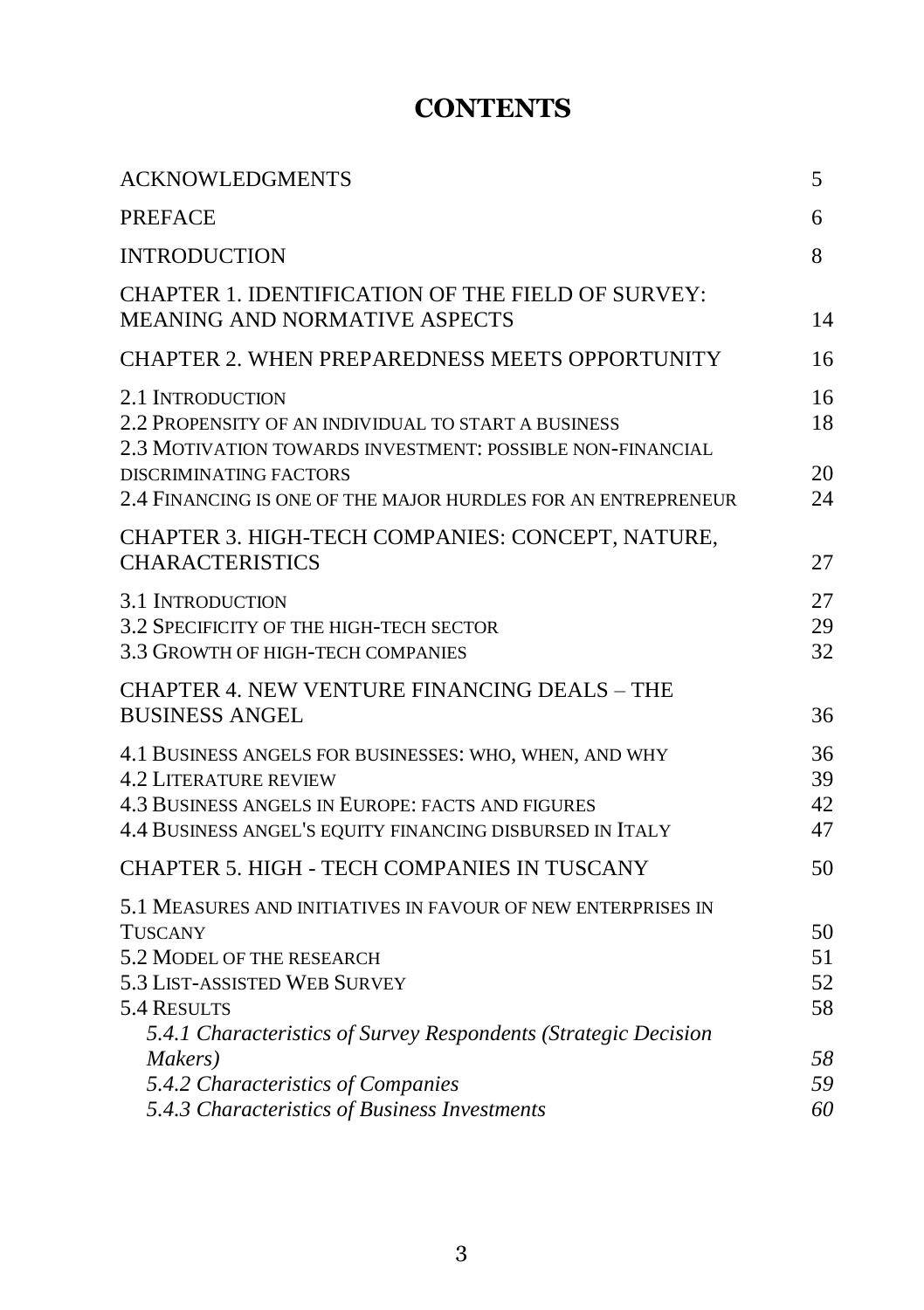# CONTENTS

| | |
|---|---|
| ACKNOWLEDGMENTS | 5 |
| PREFACE | 6 |
| INTRODUCTION | 8 |
| CHAPTER 1. IDENTIFICATION OF THE FIELD OF SURVEY: MEANING AND NORMATIVE ASPECTS | 14 |
| CHAPTER 2. WHEN PREPAREDNESS MEETS OPPORTUNITY | 16 |
| 2.1 Introduction | 16 |
| 2.2 Propensity of an individual to start a business | 18 |
| 2.3 Motivation towards investment: possible non-financial discriminating factors | 20 |
| 2.4 Financing is one of the major hurdles for an entrepreneur | 24 |
| CHAPTER 3. HIGH-TECH COMPANIES: CONCEPT, NATURE, CHARACTERISTICS | 27 |
| 3.1 Introduction | 27 |
| 3.2 Specificity of the high-tech sector | 29 |
| 3.3 Growth of high-tech companies | 32 |
| CHAPTER 4. NEW VENTURE FINANCING DEALS – THE BUSINESS ANGEL | 36 |
| 4.1 Business angels for businesses: who, when, and why | 36 |
| 4.2 Literature review | 39 |
| 4.3 Business angels in Europe: facts and figures | 42 |
| 4.4 Business angel's equity financing disbursed in Italy | 47 |
| CHAPTER 5. HIGH - TECH COMPANIES IN TUSCANY | 50 |
| 5.1 Measures and initiatives in favour of new enterprises in Tuscany | 50 |
| 5.2 Model of the research | 51 |
| 5.3 List-assisted Web Survey | 52 |
| 5.4 Results | 58 |
| *5.4.1 Characteristics of Survey Respondents (Strategic Decision Makers)* | *58* |
| *5.4.2 Characteristics of Companies* | *59* |
| *5.4.3 Characteristics of Business Investments* | *60* |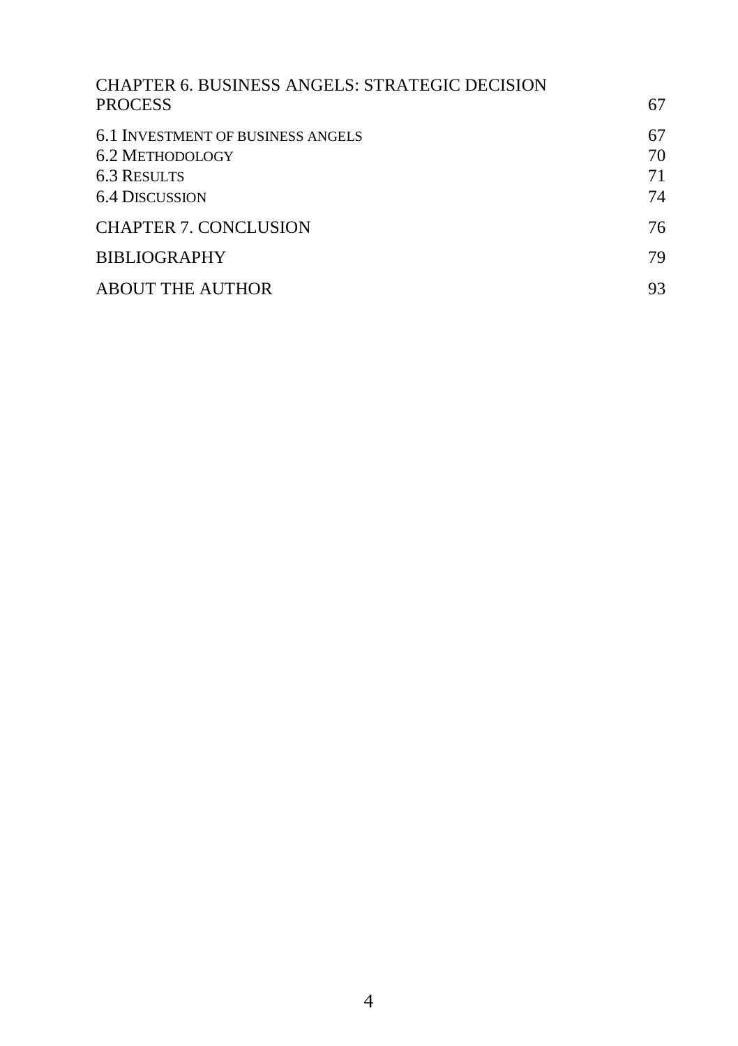CHAPTER 6. BUSINESS ANGELS: STRATEGIC DECISION PROCESS 67

6.1 INVESTMENT OF BUSINESS ANGELS 67
6.2 METHODOLOGY 70
6.3 RESULTS 71
6.4 DISCUSSION 74

CHAPTER 7. CONCLUSION 76

BIBLIOGRAPHY 79

ABOUT THE AUTHOR 93